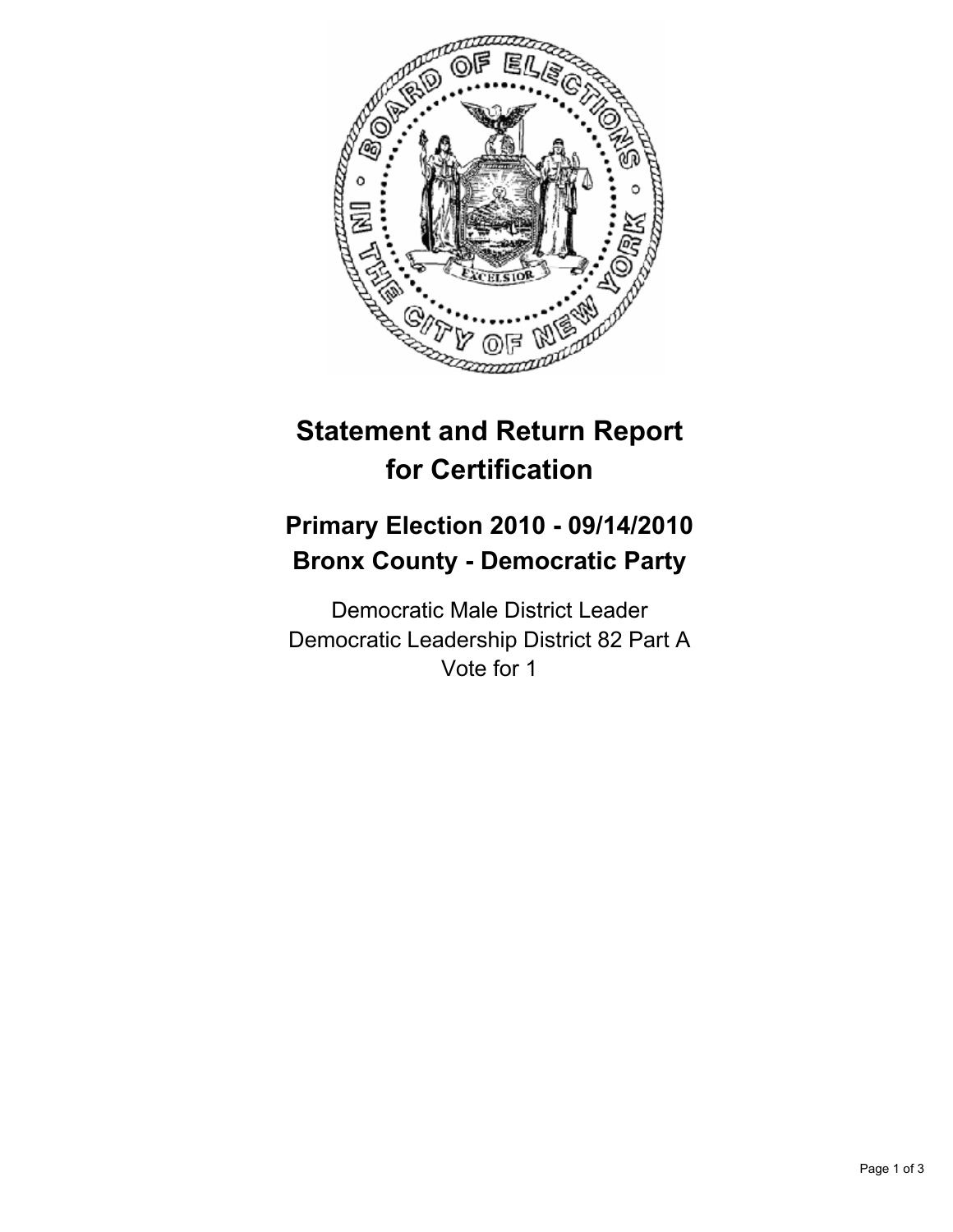# Statement and Return Report for Certification

## Primary Election 2010 - 09/14/2010
## Bronx County - Democratic Party

Democratic Male District Leader
Democratic Leadership District 82 Part A
Vote for 1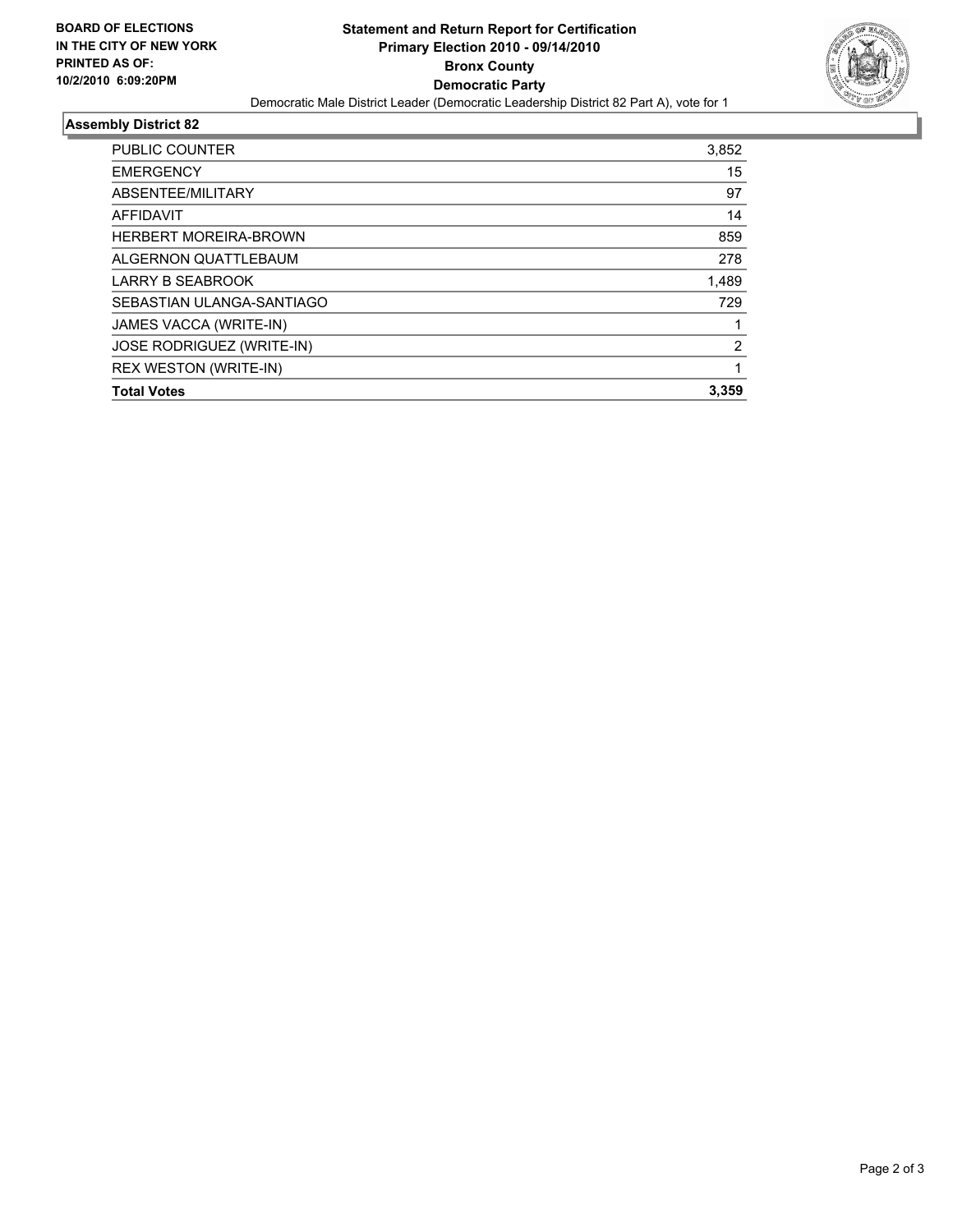**BOARD OF ELECTIONS IN THE CITY OF NEW YORK PRINTED AS OF: 10/2/2010 6:09:20PM**

# Statement and Return Report for Certification
## Primary Election 2010 - 09/14/2010
## Bronx County
## Democratic Party

Democratic Male District Leader (Democratic Leadership District 82 Part A), vote for 1

### Assembly District 82

| | |
|---|---|
| PUBLIC COUNTER | 3,852 |
| EMERGENCY | 15 |
| ABSENTEE/MILITARY | 97 |
| AFFIDAVIT | 14 |
| HERBERT MOREIRA-BROWN | 859 |
| ALGERNON QUATTLEBAUM | 278 |
| LARRY B SEABROOK | 1,489 |
| SEBASTIAN ULANGA-SANTIAGO | 729 |
| JAMES VACCA (WRITE-IN) | 1 |
| JOSE RODRIGUEZ (WRITE-IN) | 2 |
| REX WESTON (WRITE-IN) | 1 |
| **Total Votes** | **3,359** |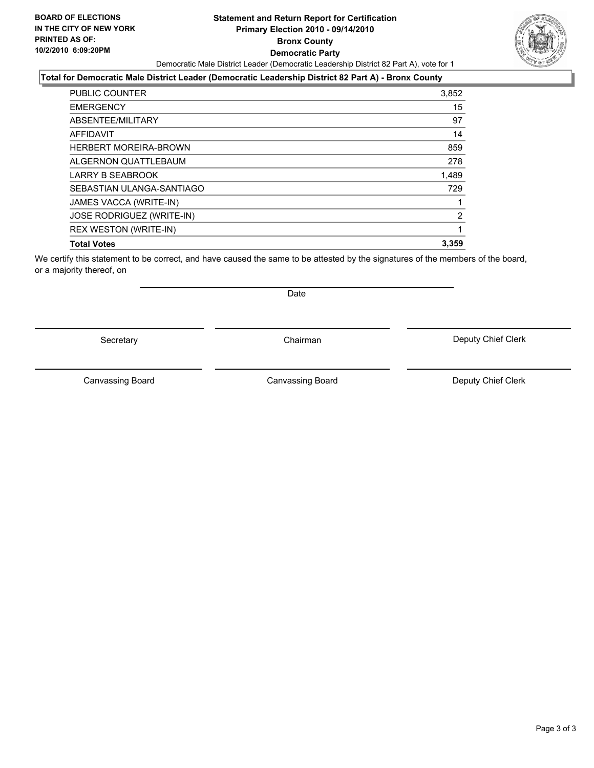**BOARD OF ELECTIONS IN THE CITY OF NEW YORK PRINTED AS OF: 10/2/2010 6:09:20PM**

# Statement and Return Report for Certification
## Primary Election 2010 - 09/14/2010
## Bronx County
## Democratic Party

Democratic Male District Leader (Democratic Leadership District 82 Part A), vote for 1

### Total for Democratic Male District Leader (Democratic Leadership District 82 Part A) - Bronx County

| | |
|---|---|
| PUBLIC COUNTER | 3,852 |
| EMERGENCY | 15 |
| ABSENTEE/MILITARY | 97 |
| AFFIDAVIT | 14 |
| HERBERT MOREIRA-BROWN | 859 |
| ALGERNON QUATTLEBAUM | 278 |
| LARRY B SEABROOK | 1,489 |
| SEBASTIAN ULANGA-SANTIAGO | 729 |
| JAMES VACCA (WRITE-IN) | 1 |
| JOSE RODRIGUEZ (WRITE-IN) | 2 |
| REX WESTON (WRITE-IN) | 1 |
| **Total Votes** | **3,359** |

We certify this statement to be correct, and have caused the same to be attested by the signatures of the members of the board, or a majority thereof, on

Date

Secretary | Chairman | Deputy Chief Clerk

Canvassing Board | Canvassing Board | Deputy Chief Clerk